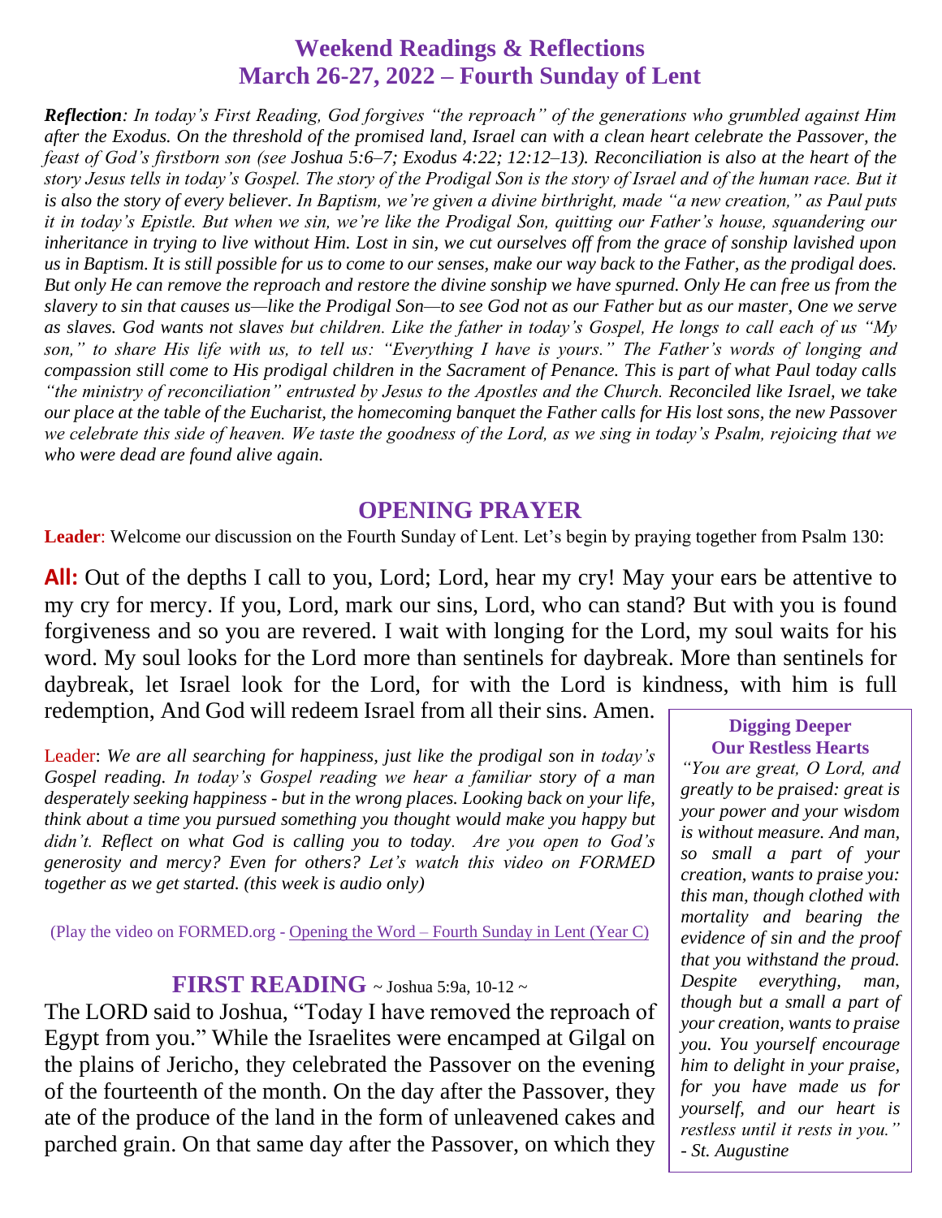# Weekend Readings & Reflections
## March 26-27, 2022 – Fourth Sunday of Lent

***Reflection**: In today's First Reading, God forgives "the reproach" of the generations who grumbled against Him after the Exodus. On the threshold of the promised land, Israel can with a clean heart celebrate the Passover, the feast of God's firstborn son (see Joshua 5:6–7; Exodus 4:22; 12:12–13). Reconciliation is also at the heart of the story Jesus tells in today's Gospel. The story of the Prodigal Son is the story of Israel and of the human race. But it is also the story of every believer. In Baptism, we're given a divine birthright, made "a new creation," as Paul puts it in today's Epistle. But when we sin, we're like the Prodigal Son, quitting our Father's house, squandering our inheritance in trying to live without Him. Lost in sin, we cut ourselves off from the grace of sonship lavished upon us in Baptism. It is still possible for us to come to our senses, make our way back to the Father, as the prodigal does. But only He can remove the reproach and restore the divine sonship we have spurned. Only He can free us from the slavery to sin that causes us—like the Prodigal Son—to see God not as our Father but as our master, One we serve as slaves. God wants not slaves but children. Like the father in today's Gospel, He longs to call each of us "My son," to share His life with us, to tell us: "Everything I have is yours." The Father's words of longing and compassion still come to His prodigal children in the Sacrament of Penance. This is part of what Paul today calls "the ministry of reconciliation" entrusted by Jesus to the Apostles and the Church. Reconciled like Israel, we take our place at the table of the Eucharist, the homecoming banquet the Father calls for His lost sons, the new Passover we celebrate this side of heaven. We taste the goodness of the Lord, as we sing in today's Psalm, rejoicing that we who were dead are found alive again.*

## OPENING PRAYER

**Leader**: Welcome our discussion on the Fourth Sunday of Lent. Let's begin by praying together from Psalm 130:

**All:** Out of the depths I call to you, Lord; Lord, hear my cry! May your ears be attentive to my cry for mercy. If you, Lord, mark our sins, Lord, who can stand? But with you is found forgiveness and so you are revered. I wait with longing for the Lord, my soul waits for his word. My soul looks for the Lord more than sentinels for daybreak. More than sentinels for daybreak, let Israel look for the Lord, for with the Lord is kindness, with him is full redemption, And God will redeem Israel from all their sins. Amen.

Leader: *We are all searching for happiness, just like the prodigal son in today's Gospel reading. In today's Gospel reading we hear a familiar story of a man desperately seeking happiness - but in the wrong places. Looking back on your life, think about a time you pursued something you thought would make you happy but didn't. Reflect on what God is calling you to today. Are you open to God's generosity and mercy? Even for others? Let's watch this video on FORMED together as we get started. (this week is audio only)*

(Play the video on FORMED.org - Opening the Word – Fourth Sunday in Lent (Year C)

## FIRST READING ~ Joshua 5:9a, 10-12 ~

The LORD said to Joshua, "Today I have removed the reproach of Egypt from you." While the Israelites were encamped at Gilgal on the plains of Jericho, they celebrated the Passover on the evening of the fourteenth of the month. On the day after the Passover, they ate of the produce of the land in the form of unleavened cakes and parched grain. On that same day after the Passover, on which they

**Digging Deeper**
**Our Restless Hearts**

*"You are great, O Lord, and greatly to be praised: great is your power and your wisdom is without measure. And man, so small a part of your creation, wants to praise you: this man, though clothed with mortality and bearing the evidence of sin and the proof that you withstand the proud. Despite everything, man, though but a small a part of your creation, wants to praise you. You yourself encourage him to delight in your praise, for you have made us for yourself, and our heart is restless until it rests in you." - St. Augustine*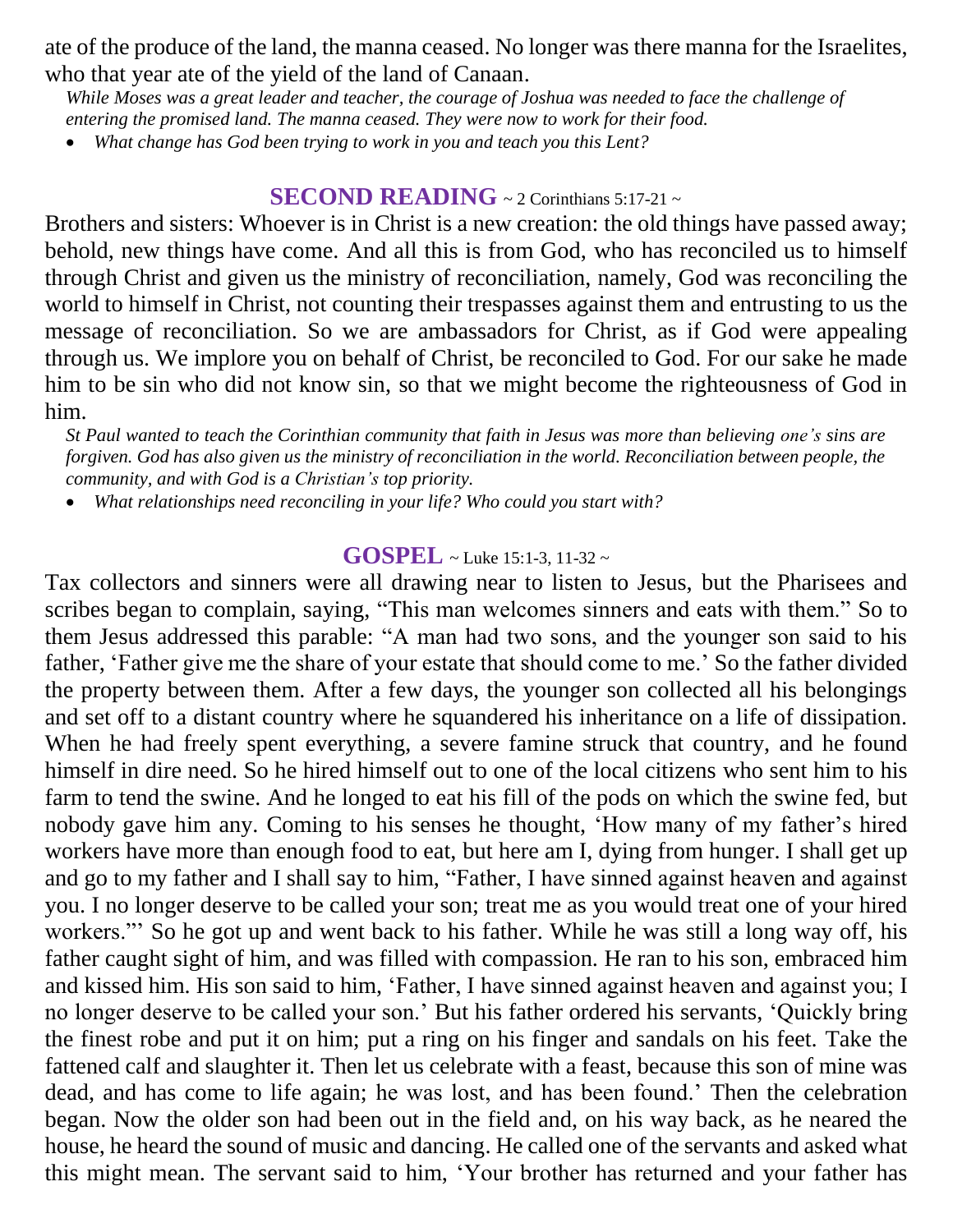ate of the produce of the land, the manna ceased. No longer was there manna for the Israelites, who that year ate of the yield of the land of Canaan.

*While Moses was a great leader and teacher, the courage of Joshua was needed to face the challenge of entering the promised land. The manna ceased. They were now to work for their food.*

- *What change has God been trying to work in you and teach you this Lent?*

## SECOND READING ~ 2 Corinthians 5:17-21 ~

Brothers and sisters: Whoever is in Christ is a new creation: the old things have passed away; behold, new things have come. And all this is from God, who has reconciled us to himself through Christ and given us the ministry of reconciliation, namely, God was reconciling the world to himself in Christ, not counting their trespasses against them and entrusting to us the message of reconciliation. So we are ambassadors for Christ, as if God were appealing through us. We implore you on behalf of Christ, be reconciled to God. For our sake he made him to be sin who did not know sin, so that we might become the righteousness of God in him.

*St Paul wanted to teach the Corinthian community that faith in Jesus was more than believing one's sins are forgiven. God has also given us the ministry of reconciliation in the world. Reconciliation between people, the community, and with God is a Christian's top priority.*

- *What relationships need reconciling in your life? Who could you start with?*

## GOSPEL ~ Luke 15:1-3, 11-32 ~

Tax collectors and sinners were all drawing near to listen to Jesus, but the Pharisees and scribes began to complain, saying, "This man welcomes sinners and eats with them." So to them Jesus addressed this parable: "A man had two sons, and the younger son said to his father, 'Father give me the share of your estate that should come to me.' So the father divided the property between them. After a few days, the younger son collected all his belongings and set off to a distant country where he squandered his inheritance on a life of dissipation. When he had freely spent everything, a severe famine struck that country, and he found himself in dire need. So he hired himself out to one of the local citizens who sent him to his farm to tend the swine. And he longed to eat his fill of the pods on which the swine fed, but nobody gave him any. Coming to his senses he thought, 'How many of my father's hired workers have more than enough food to eat, but here am I, dying from hunger. I shall get up and go to my father and I shall say to him, "Father, I have sinned against heaven and against you. I no longer deserve to be called your son; treat me as you would treat one of your hired workers."' So he got up and went back to his father. While he was still a long way off, his father caught sight of him, and was filled with compassion. He ran to his son, embraced him and kissed him. His son said to him, 'Father, I have sinned against heaven and against you; I no longer deserve to be called your son.' But his father ordered his servants, 'Quickly bring the finest robe and put it on him; put a ring on his finger and sandals on his feet. Take the fattened calf and slaughter it. Then let us celebrate with a feast, because this son of mine was dead, and has come to life again; he was lost, and has been found.' Then the celebration began. Now the older son had been out in the field and, on his way back, as he neared the house, he heard the sound of music and dancing. He called one of the servants and asked what this might mean. The servant said to him, 'Your brother has returned and your father has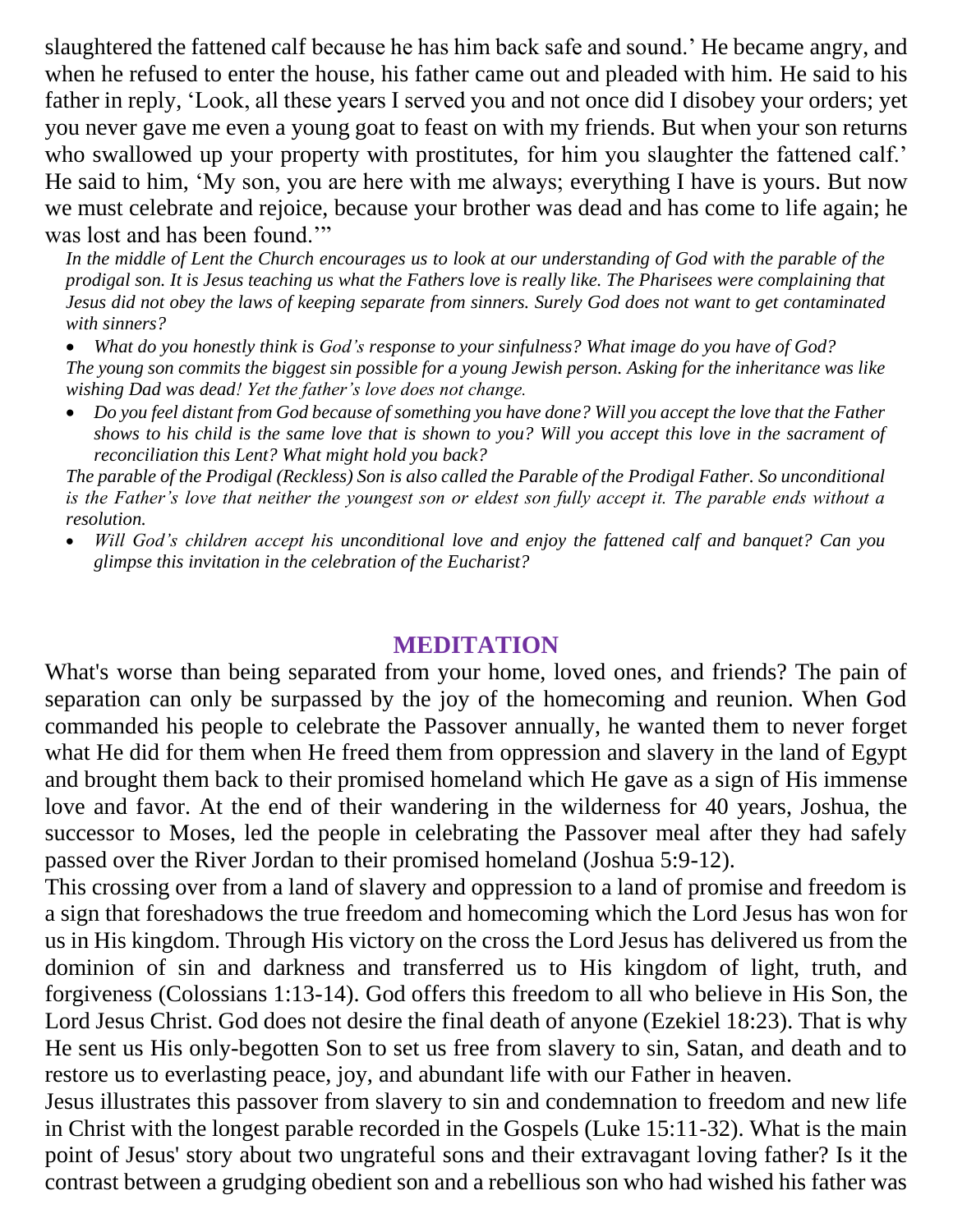slaughtered the fattened calf because he has him back safe and sound.' He became angry, and when he refused to enter the house, his father came out and pleaded with him. He said to his father in reply, 'Look, all these years I served you and not once did I disobey your orders; yet you never gave me even a young goat to feast on with my friends. But when your son returns who swallowed up your property with prostitutes, for him you slaughter the fattened calf.' He said to him, 'My son, you are here with me always; everything I have is yours. But now we must celebrate and rejoice, because your brother was dead and has come to life again; he was lost and has been found.'"

*In the middle of Lent the Church encourages us to look at our understanding of God with the parable of the prodigal son. It is Jesus teaching us what the Fathers love is really like. The Pharisees were complaining that Jesus did not obey the laws of keeping separate from sinners. Surely God does not want to get contaminated with sinners?*

- *What do you honestly think is God's response to your sinfulness? What image do you have of God?*

*The young son commits the biggest sin possible for a young Jewish person. Asking for the inheritance was like wishing Dad was dead! Yet the father's love does not change.*

- *Do you feel distant from God because of something you have done? Will you accept the love that the Father shows to his child is the same love that is shown to you? Will you accept this love in the sacrament of reconciliation this Lent? What might hold you back?*

*The parable of the Prodigal (Reckless) Son is also called the Parable of the Prodigal Father. So unconditional is the Father's love that neither the youngest son or eldest son fully accept it. The parable ends without a resolution.*

- *Will God's children accept his unconditional love and enjoy the fattened calf and banquet? Can you glimpse this invitation in the celebration of the Eucharist?*

## MEDITATION

What's worse than being separated from your home, loved ones, and friends? The pain of separation can only be surpassed by the joy of the homecoming and reunion. When God commanded his people to celebrate the Passover annually, he wanted them to never forget what He did for them when He freed them from oppression and slavery in the land of Egypt and brought them back to their promised homeland which He gave as a sign of His immense love and favor. At the end of their wandering in the wilderness for 40 years, Joshua, the successor to Moses, led the people in celebrating the Passover meal after they had safely passed over the River Jordan to their promised homeland (Joshua 5:9-12).

This crossing over from a land of slavery and oppression to a land of promise and freedom is a sign that foreshadows the true freedom and homecoming which the Lord Jesus has won for us in His kingdom. Through His victory on the cross the Lord Jesus has delivered us from the dominion of sin and darkness and transferred us to His kingdom of light, truth, and forgiveness (Colossians 1:13-14). God offers this freedom to all who believe in His Son, the Lord Jesus Christ. God does not desire the final death of anyone (Ezekiel 18:23). That is why He sent us His only-begotten Son to set us free from slavery to sin, Satan, and death and to restore us to everlasting peace, joy, and abundant life with our Father in heaven.

Jesus illustrates this passover from slavery to sin and condemnation to freedom and new life in Christ with the longest parable recorded in the Gospels (Luke 15:11-32). What is the main point of Jesus' story about two ungrateful sons and their extravagant loving father? Is it the contrast between a grudging obedient son and a rebellious son who had wished his father was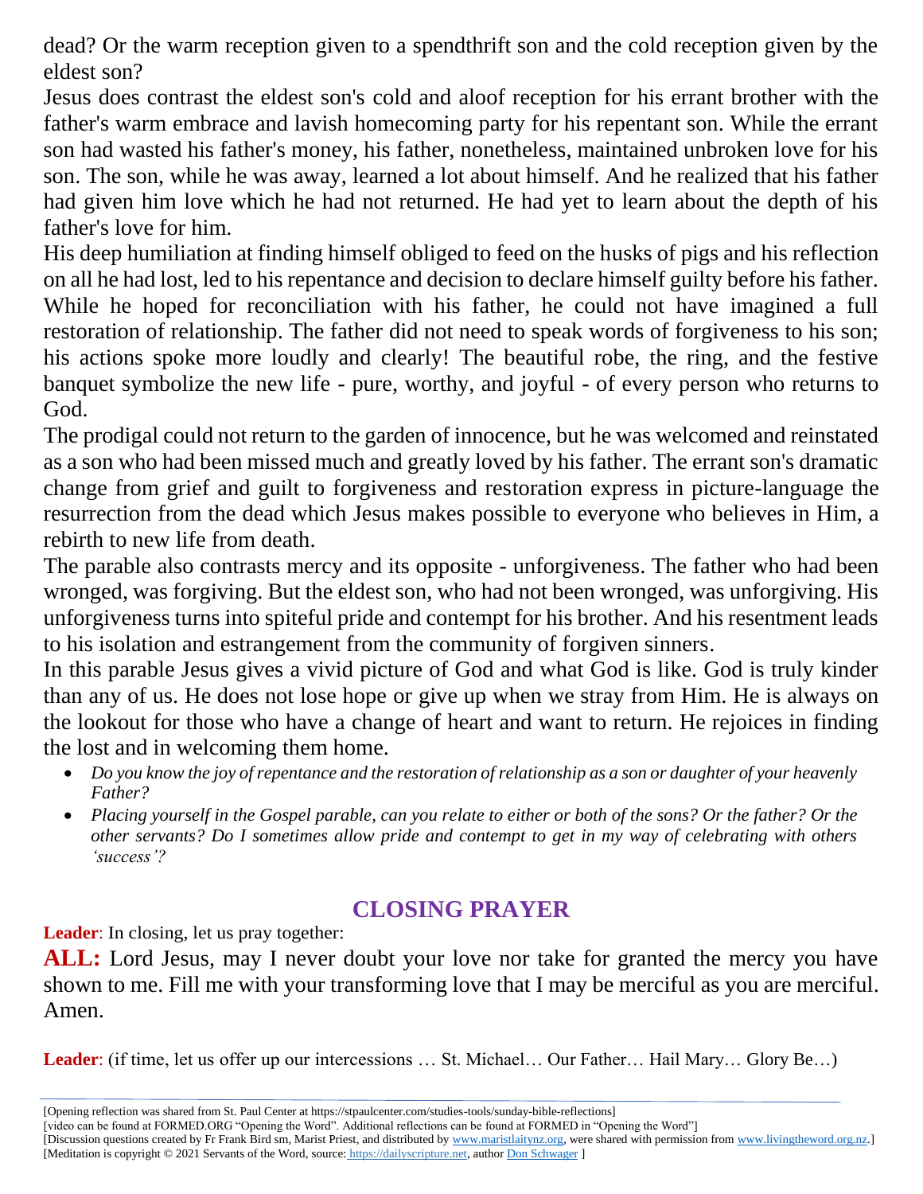dead? Or the warm reception given to a spendthrift son and the cold reception given by the eldest son?

Jesus does contrast the eldest son's cold and aloof reception for his errant brother with the father's warm embrace and lavish homecoming party for his repentant son. While the errant son had wasted his father's money, his father, nonetheless, maintained unbroken love for his son. The son, while he was away, learned a lot about himself. And he realized that his father had given him love which he had not returned. He had yet to learn about the depth of his father's love for him.

His deep humiliation at finding himself obliged to feed on the husks of pigs and his reflection on all he had lost, led to his repentance and decision to declare himself guilty before his father. While he hoped for reconciliation with his father, he could not have imagined a full restoration of relationship. The father did not need to speak words of forgiveness to his son; his actions spoke more loudly and clearly! The beautiful robe, the ring, and the festive banquet symbolize the new life - pure, worthy, and joyful - of every person who returns to God.

The prodigal could not return to the garden of innocence, but he was welcomed and reinstated as a son who had been missed much and greatly loved by his father. The errant son's dramatic change from grief and guilt to forgiveness and restoration express in picture-language the resurrection from the dead which Jesus makes possible to everyone who believes in Him, a rebirth to new life from death.

The parable also contrasts mercy and its opposite - unforgiveness. The father who had been wronged, was forgiving. But the eldest son, who had not been wronged, was unforgiving. His unforgiveness turns into spiteful pride and contempt for his brother. And his resentment leads to his isolation and estrangement from the community of forgiven sinners.

In this parable Jesus gives a vivid picture of God and what God is like. God is truly kinder than any of us. He does not lose hope or give up when we stray from Him. He is always on the lookout for those who have a change of heart and want to return. He rejoices in finding the lost and in welcoming them home.

- *Do you know the joy of repentance and the restoration of relationship as a son or daughter of your heavenly Father?*
- *Placing yourself in the Gospel parable, can you relate to either or both of the sons? Or the father? Or the other servants? Do I sometimes allow pride and contempt to get in my way of celebrating with others 'success'?*

## CLOSING PRAYER

**Leader**: In closing, let us pray together:

**ALL:** Lord Jesus, may I never doubt your love nor take for granted the mercy you have shown to me. Fill me with your transforming love that I may be merciful as you are merciful. Amen.

**Leader**: (if time, let us offer up our intercessions … St. Michael… Our Father… Hail Mary… Glory Be…)

---

[Opening reflection was shared from St. Paul Center at https://stpaulcenter.com/studies-tools/sunday-bible-reflections]
[video can be found at FORMED.ORG "Opening the Word". Additional reflections can be found at FORMED in "Opening the Word"]
[Discussion questions created by Fr Frank Bird sm, Marist Priest, and distributed by www.maristlaitynz.org, were shared with permission from www.livingtheword.org.nz.]
[Meditation is copyright © 2021 Servants of the Word, source: https://dailyscripture.net, author Don Schwager ]